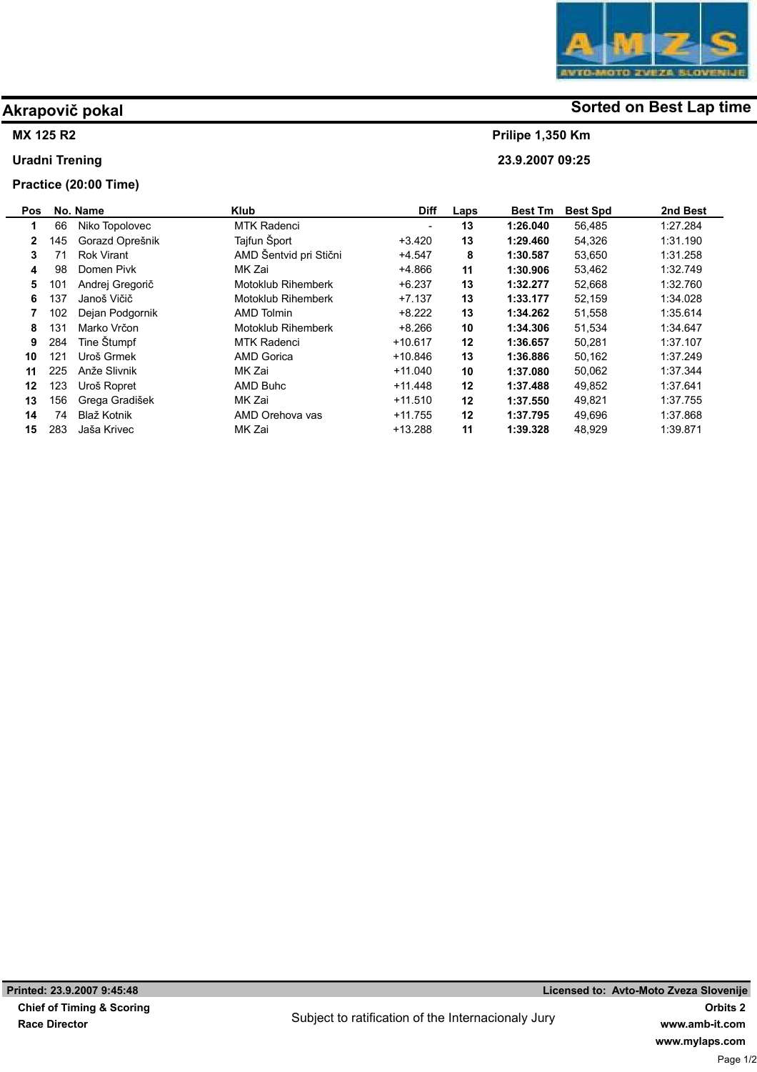## Akrapovič pokal

**Sorted on Best Lap time**

**MX 125 R2** — **Prilipe 1,350 Km**

**Uradni Trening** — **23.9.2007 09:25**

**Practice (20:00 Time)**

| Pos | No. | Name | Klub | Diff | Laps | Best Tm | Best Spd | 2nd Best |
|---|---|---|---|---|---|---|---|---|
| 1 | 66 | Niko Topolovec | MTK Radenci | - | 13 | 1:26.040 | 56,485 | 1:27.284 |
| 2 | 145 | Gorazd Oprešnik | Tajfun Šport | +3.420 | 13 | 1:29.460 | 54,326 | 1:31.190 |
| 3 | 71 | Rok Virant | AMD Šentvid pri Stični | +4.547 | 8 | 1:30.587 | 53,650 | 1:31.258 |
| 4 | 98 | Domen Pivk | MK Zai | +4.866 | 11 | 1:30.906 | 53,462 | 1:32.749 |
| 5 | 101 | Andrej Gregorič | Motoklub Rihemberk | +6.237 | 13 | 1:32.277 | 52,668 | 1:32.760 |
| 6 | 137 | Janoš Vičič | Motoklub Rihemberk | +7.137 | 13 | 1:33.177 | 52,159 | 1:34.028 |
| 7 | 102 | Dejan Podgornik | AMD Tolmin | +8.222 | 13 | 1:34.262 | 51,558 | 1:35.614 |
| 8 | 131 | Marko Vrčon | Motoklub Rihemberk | +8.266 | 10 | 1:34.306 | 51,534 | 1:34.647 |
| 9 | 284 | Tine Štumpf | MTK Radenci | +10.617 | 12 | 1:36.657 | 50,281 | 1:37.107 |
| 10 | 121 | Uroš Grmek | AMD Gorica | +10.846 | 13 | 1:36.886 | 50,162 | 1:37.249 |
| 11 | 225 | Anže Slivnik | MK Zai | +11.040 | 10 | 1:37.080 | 50,062 | 1:37.344 |
| 12 | 123 | Uroš Ropret | AMD Buhc | +11.448 | 12 | 1:37.488 | 49,852 | 1:37.641 |
| 13 | 156 | Grega Gradišek | MK Zai | +11.510 | 12 | 1:37.550 | 49,821 | 1:37.755 |
| 14 | 74 | Blaž Kotnik | AMD Orehova vas | +11.755 | 12 | 1:37.795 | 49,696 | 1:37.868 |
| 15 | 283 | Jaša Krivec | MK Zai | +13.288 | 11 | 1:39.328 | 48,929 | 1:39.871 |

**Printed: 23.9.2007 9:45:48** — **Licensed to: Avto-Moto Zveza Slovenije**

**Chief of Timing & Scoring**

**Race Director**

Subject to ratification of the Internacionaly Jury

**Orbits 2**

**www.amb-it.com**

**www.mylaps.com**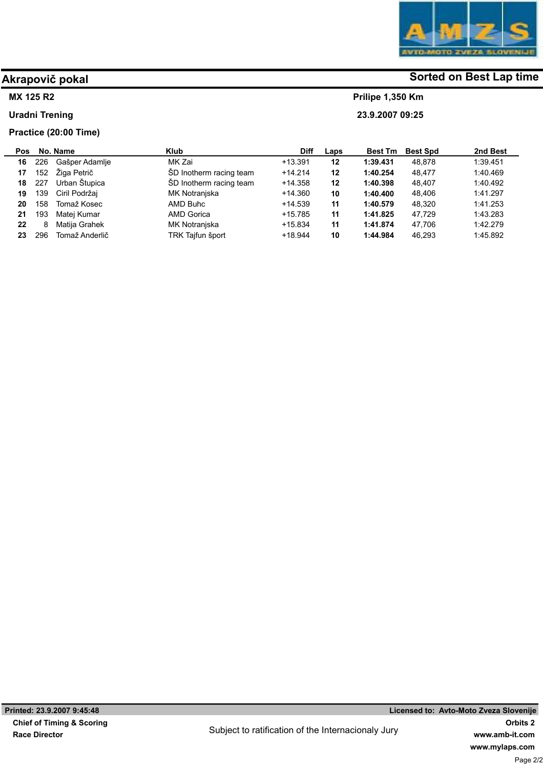## Akrapovič pokal

**Sorted on Best Lap time**

**MX 125 R2** — **Prilipe 1,350 Km**

**Uradni Trening** — **23.9.2007 09:25**

**Practice (20:00 Time)**

| Pos | No. | Name | Klub | Diff | Laps | Best Tm | Best Spd | 2nd Best |
|---|---|---|---|---|---|---|---|---|
| **16** | 226 | Gašper Adamlje | MK Zai | +13.391 | **12** | **1:39.431** | 48,878 | 1:39.451 |
| **17** | 152 | Žiga Petrič | ŠD Inotherm racing team | +14.214 | **12** | **1:40.254** | 48,477 | 1:40.469 |
| **18** | 227 | Urban Štupica | ŠD Inotherm racing team | +14.358 | **12** | **1:40.398** | 48,407 | 1:40.492 |
| **19** | 139 | Ciril Podržaj | MK Notranjska | +14.360 | **10** | **1:40.400** | 48,406 | 1:41.297 |
| **20** | 158 | Tomaž Kosec | AMD Buhc | +14.539 | **11** | **1:40.579** | 48,320 | 1:41.253 |
| **21** | 193 | Matej Kumar | AMD Gorica | +15.785 | **11** | **1:41.825** | 47,729 | 1:43.283 |
| **22** | 8 | Matija Grahek | MK Notranjska | +15.834 | **11** | **1:41.874** | 47,706 | 1:42.279 |
| **23** | 296 | Tomaž Anderlič | TRK Tajfun šport | +18.944 | **10** | **1:44.984** | 46,293 | 1:45.892 |

**Printed: 23.9.2007 9:45:48** — **Licensed to: Avto-Moto Zveza Slovenije**

**Chief of Timing & Scoring**

**Race Director**

Subject to ratification of the Internacionaly Jury

**Orbits 2**

**www.amb-it.com**

**www.mylaps.com**